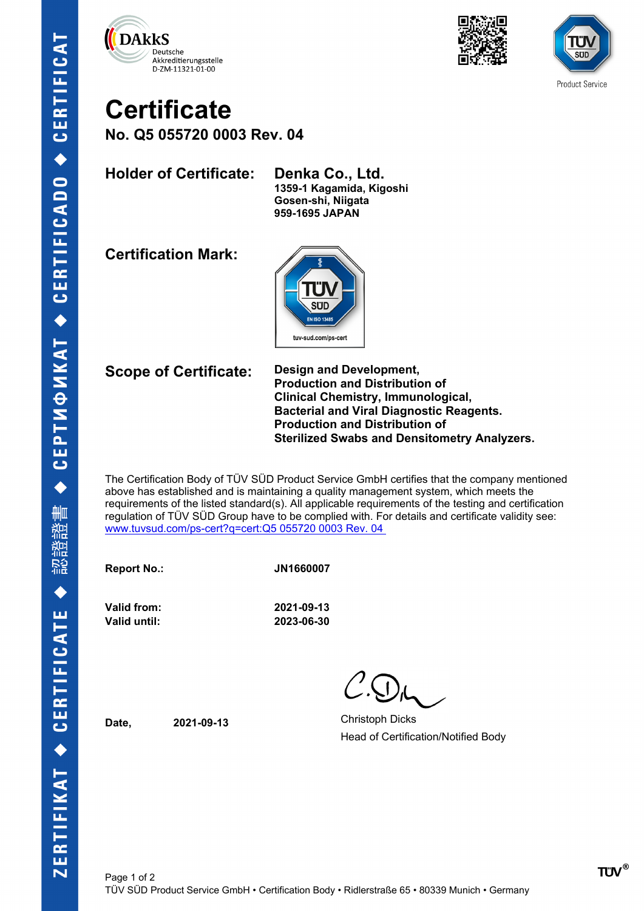DAkkS
Deutsche
Akkreditierungsstelle
D-ZM-11321-01-00

TÜV SÜD
Product Service

# Certificate

## No. Q5 055720 0003 Rev. 04

**Holder of Certificate:** **Denka Co., Ltd.**
**1359-1 Kagamida, Kigoshi**
**Gosen-shi, Niigata**
**959-1695 JAPAN**

**Certification Mark:**

TÜV SÜD
EN ISO 13485
tuv-sud.com/ps-cert

**Scope of Certificate:** **Design and Development,**
**Production and Distribution of**
**Clinical Chemistry, Immunological,**
**Bacterial and Viral Diagnostic Reagents.**
**Production and Distribution of**
**Sterilized Swabs and Densitometry Analyzers.**

The Certification Body of TÜV SÜD Product Service GmbH certifies that the company mentioned above has established and is maintaining a quality management system, which meets the requirements of the listed standard(s). All applicable requirements of the testing and certification regulation of TÜV SÜD Group have to be complied with. For details and certificate validity see: www.tuvsud.com/ps-cert?q=cert:Q5 055720 0003 Rev. 04

**Report No.:** **JN1660007**

**Valid from:** **2021-09-13**
**Valid until:** **2023-06-30**

**Date,** **2021-09-13**

Christoph Dicks
Head of Certification/Notified Body

TÜV SÜD Product Service GmbH • Certification Body • Ridlerstraße 65 • 80339 Munich • Germany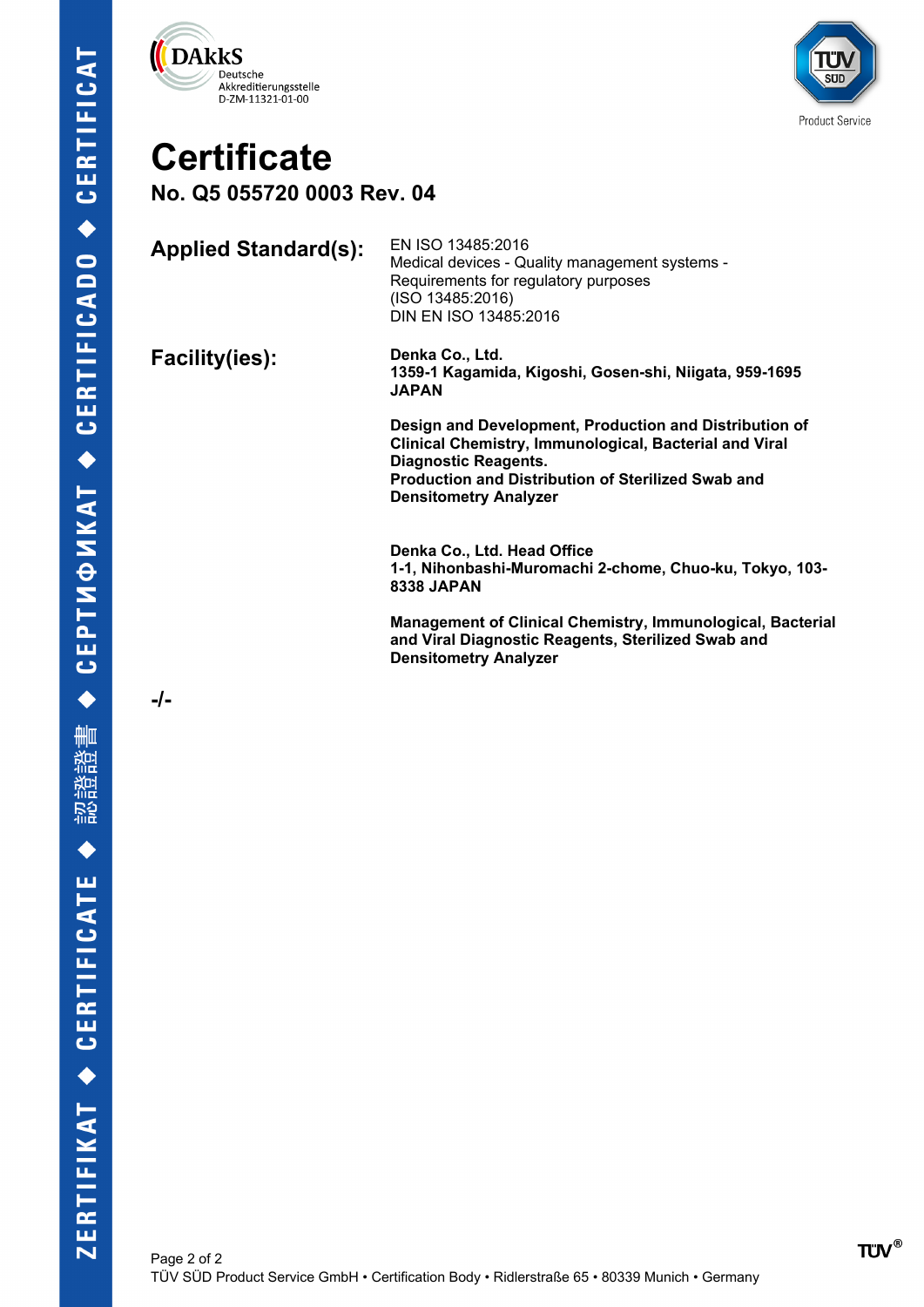DAkkS
Deutsche
Akkreditierungsstelle
D-ZM-11321-01-00

Product Service

# Certificate

## No. Q5 055720 0003 Rev. 04

**Applied Standard(s):**

EN ISO 13485:2016
Medical devices - Quality management systems -
Requirements for regulatory purposes
(ISO 13485:2016)
DIN EN ISO 13485:2016

**Facility(ies):**

**Denka Co., Ltd.**
**1359-1 Kagamida, Kigoshi, Gosen-shi, Niigata, 959-1695**
**JAPAN**

**Design and Development, Production and Distribution of Clinical Chemistry, Immunological, Bacterial and Viral Diagnostic Reagents.**
**Production and Distribution of Sterilized Swab and Densitometry Analyzer**

**Denka Co., Ltd. Head Office**
**1-1, Nihonbashi-Muromachi 2-chome, Chuo-ku, Tokyo, 103-8338 JAPAN**

**Management of Clinical Chemistry, Immunological, Bacterial and Viral Diagnostic Reagents, Sterilized Swab and Densitometry Analyzer**

**-/-**

TÜV SÜD Product Service GmbH • Certification Body • Ridlerstraße 65 • 80339 Munich • Germany